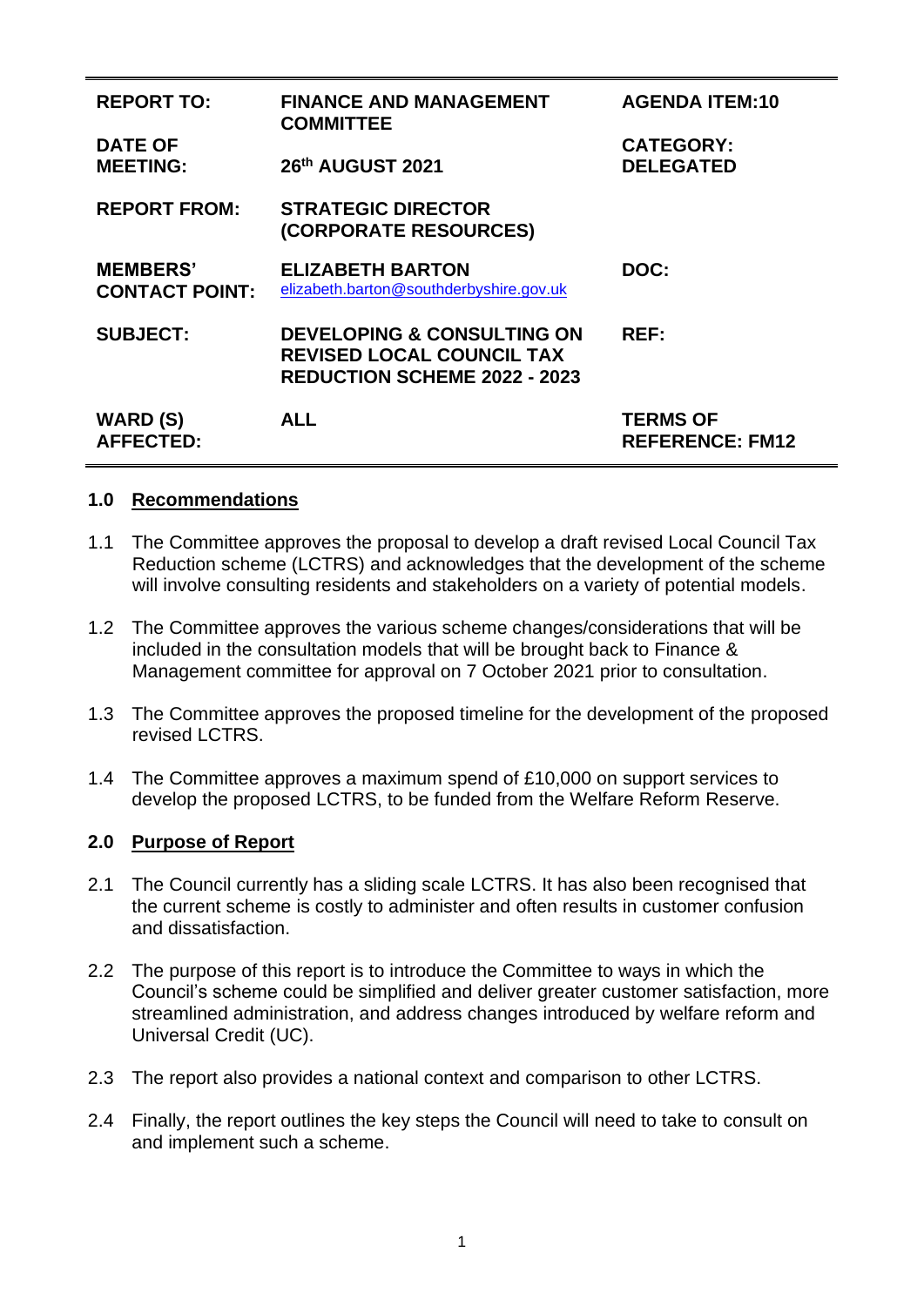| REPORT TO: | FINANCE AND MANAGEMENT COMMITTEE | AGENDA ITEM:10 |
|---|---|---|
| DATE OF MEETING: | 26th AUGUST 2021 | CATEGORY: DELEGATED |
| REPORT FROM: | STRATEGIC DIRECTOR (CORPORATE RESOURCES) | |
| MEMBERS' CONTACT POINT: | ELIZABETH BARTON elizabeth.barton@southderbyshire.gov.uk | DOC: |
| SUBJECT: | DEVELOPING & CONSULTING ON REVISED LOCAL COUNCIL TAX REDUCTION SCHEME 2022 - 2023 | REF: |
| WARD (S) AFFECTED: | ALL | TERMS OF REFERENCE: FM12 |

## 1.0 Recommendations

1.1 The Committee approves the proposal to develop a draft revised Local Council Tax Reduction scheme (LCTRS) and acknowledges that the development of the scheme will involve consulting residents and stakeholders on a variety of potential models.

1.2 The Committee approves the various scheme changes/considerations that will be included in the consultation models that will be brought back to Finance & Management committee for approval on 7 October 2021 prior to consultation.

1.3 The Committee approves the proposed timeline for the development of the proposed revised LCTRS.

1.4 The Committee approves a maximum spend of £10,000 on support services to develop the proposed LCTRS, to be funded from the Welfare Reform Reserve.

## 2.0 Purpose of Report

2.1 The Council currently has a sliding scale LCTRS. It has also been recognised that the current scheme is costly to administer and often results in customer confusion and dissatisfaction.

2.2 The purpose of this report is to introduce the Committee to ways in which the Council's scheme could be simplified and deliver greater customer satisfaction, more streamlined administration, and address changes introduced by welfare reform and Universal Credit (UC).

2.3 The report also provides a national context and comparison to other LCTRS.

2.4 Finally, the report outlines the key steps the Council will need to take to consult on and implement such a scheme.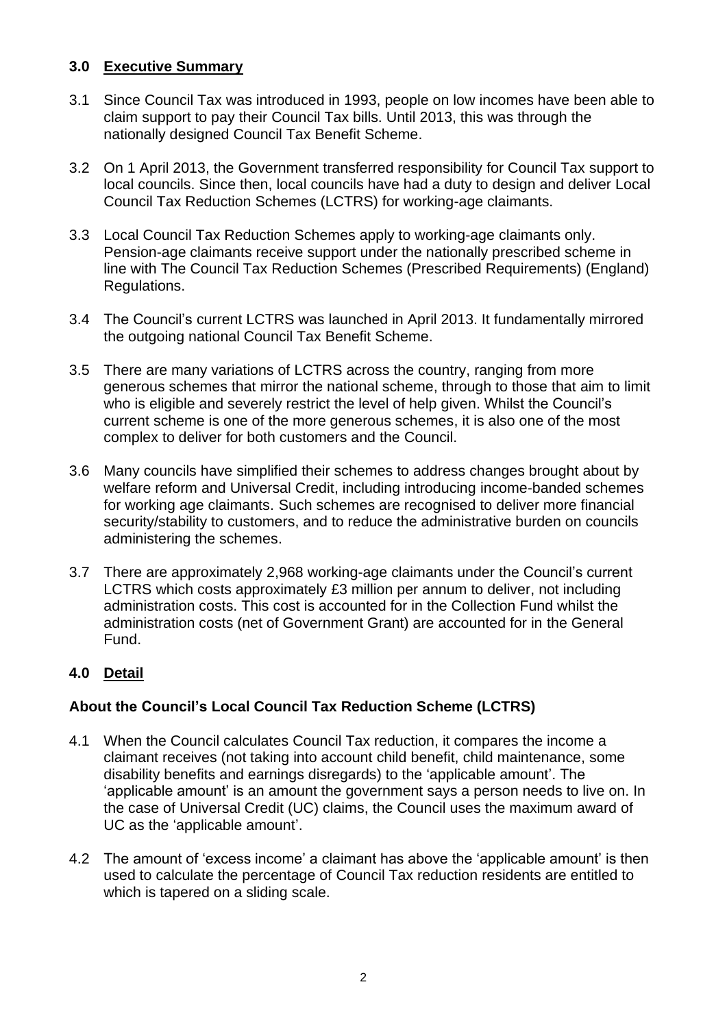## 3.0 Executive Summary

3.1 Since Council Tax was introduced in 1993, people on low incomes have been able to claim support to pay their Council Tax bills. Until 2013, this was through the nationally designed Council Tax Benefit Scheme.

3.2 On 1 April 2013, the Government transferred responsibility for Council Tax support to local councils. Since then, local councils have had a duty to design and deliver Local Council Tax Reduction Schemes (LCTRS) for working-age claimants.

3.3 Local Council Tax Reduction Schemes apply to working-age claimants only. Pension-age claimants receive support under the nationally prescribed scheme in line with The Council Tax Reduction Schemes (Prescribed Requirements) (England) Regulations.

3.4 The Council's current LCTRS was launched in April 2013. It fundamentally mirrored the outgoing national Council Tax Benefit Scheme.

3.5 There are many variations of LCTRS across the country, ranging from more generous schemes that mirror the national scheme, through to those that aim to limit who is eligible and severely restrict the level of help given. Whilst the Council's current scheme is one of the more generous schemes, it is also one of the most complex to deliver for both customers and the Council.

3.6 Many councils have simplified their schemes to address changes brought about by welfare reform and Universal Credit, including introducing income-banded schemes for working age claimants. Such schemes are recognised to deliver more financial security/stability to customers, and to reduce the administrative burden on councils administering the schemes.

3.7 There are approximately 2,968 working-age claimants under the Council's current LCTRS which costs approximately £3 million per annum to deliver, not including administration costs. This cost is accounted for in the Collection Fund whilst the administration costs (net of Government Grant) are accounted for in the General Fund.

## 4.0 Detail

### About the Council's Local Council Tax Reduction Scheme (LCTRS)

4.1 When the Council calculates Council Tax reduction, it compares the income a claimant receives (not taking into account child benefit, child maintenance, some disability benefits and earnings disregards) to the 'applicable amount'. The 'applicable amount' is an amount the government says a person needs to live on. In the case of Universal Credit (UC) claims, the Council uses the maximum award of UC as the 'applicable amount'.

4.2 The amount of 'excess income' a claimant has above the 'applicable amount' is then used to calculate the percentage of Council Tax reduction residents are entitled to which is tapered on a sliding scale.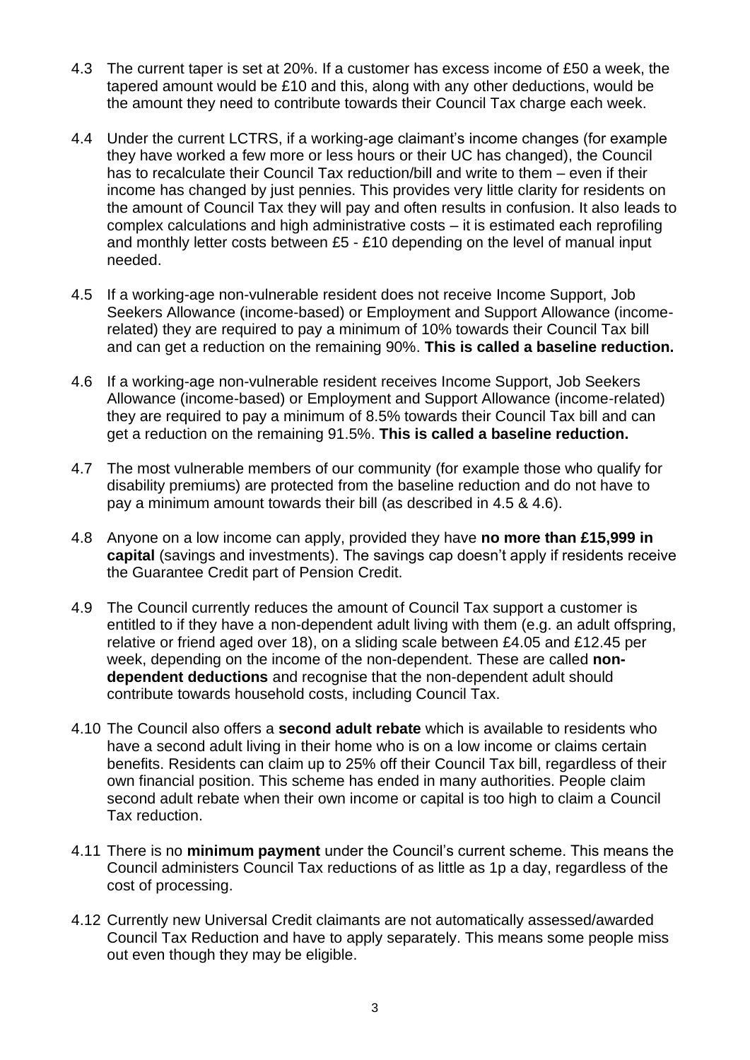4.3 The current taper is set at 20%. If a customer has excess income of £50 a week, the tapered amount would be £10 and this, along with any other deductions, would be the amount they need to contribute towards their Council Tax charge each week.

4.4 Under the current LCTRS, if a working-age claimant's income changes (for example they have worked a few more or less hours or their UC has changed), the Council has to recalculate their Council Tax reduction/bill and write to them – even if their income has changed by just pennies. This provides very little clarity for residents on the amount of Council Tax they will pay and often results in confusion. It also leads to complex calculations and high administrative costs – it is estimated each reprofiling and monthly letter costs between £5 - £10 depending on the level of manual input needed.

4.5 If a working-age non-vulnerable resident does not receive Income Support, Job Seekers Allowance (income-based) or Employment and Support Allowance (income-related) they are required to pay a minimum of 10% towards their Council Tax bill and can get a reduction on the remaining 90%. **This is called a baseline reduction.**

4.6 If a working-age non-vulnerable resident receives Income Support, Job Seekers Allowance (income-based) or Employment and Support Allowance (income-related) they are required to pay a minimum of 8.5% towards their Council Tax bill and can get a reduction on the remaining 91.5%. **This is called a baseline reduction.**

4.7 The most vulnerable members of our community (for example those who qualify for disability premiums) are protected from the baseline reduction and do not have to pay a minimum amount towards their bill (as described in 4.5 & 4.6).

4.8 Anyone on a low income can apply, provided they have **no more than £15,999 in capital** (savings and investments). The savings cap doesn't apply if residents receive the Guarantee Credit part of Pension Credit.

4.9 The Council currently reduces the amount of Council Tax support a customer is entitled to if they have a non-dependent adult living with them (e.g. an adult offspring, relative or friend aged over 18), on a sliding scale between £4.05 and £12.45 per week, depending on the income of the non-dependent. These are called **non-dependent deductions** and recognise that the non-dependent adult should contribute towards household costs, including Council Tax.

4.10 The Council also offers a **second adult rebate** which is available to residents who have a second adult living in their home who is on a low income or claims certain benefits. Residents can claim up to 25% off their Council Tax bill, regardless of their own financial position. This scheme has ended in many authorities. People claim second adult rebate when their own income or capital is too high to claim a Council Tax reduction.

4.11 There is no **minimum payment** under the Council's current scheme. This means the Council administers Council Tax reductions of as little as 1p a day, regardless of the cost of processing.

4.12 Currently new Universal Credit claimants are not automatically assessed/awarded Council Tax Reduction and have to apply separately. This means some people miss out even though they may be eligible.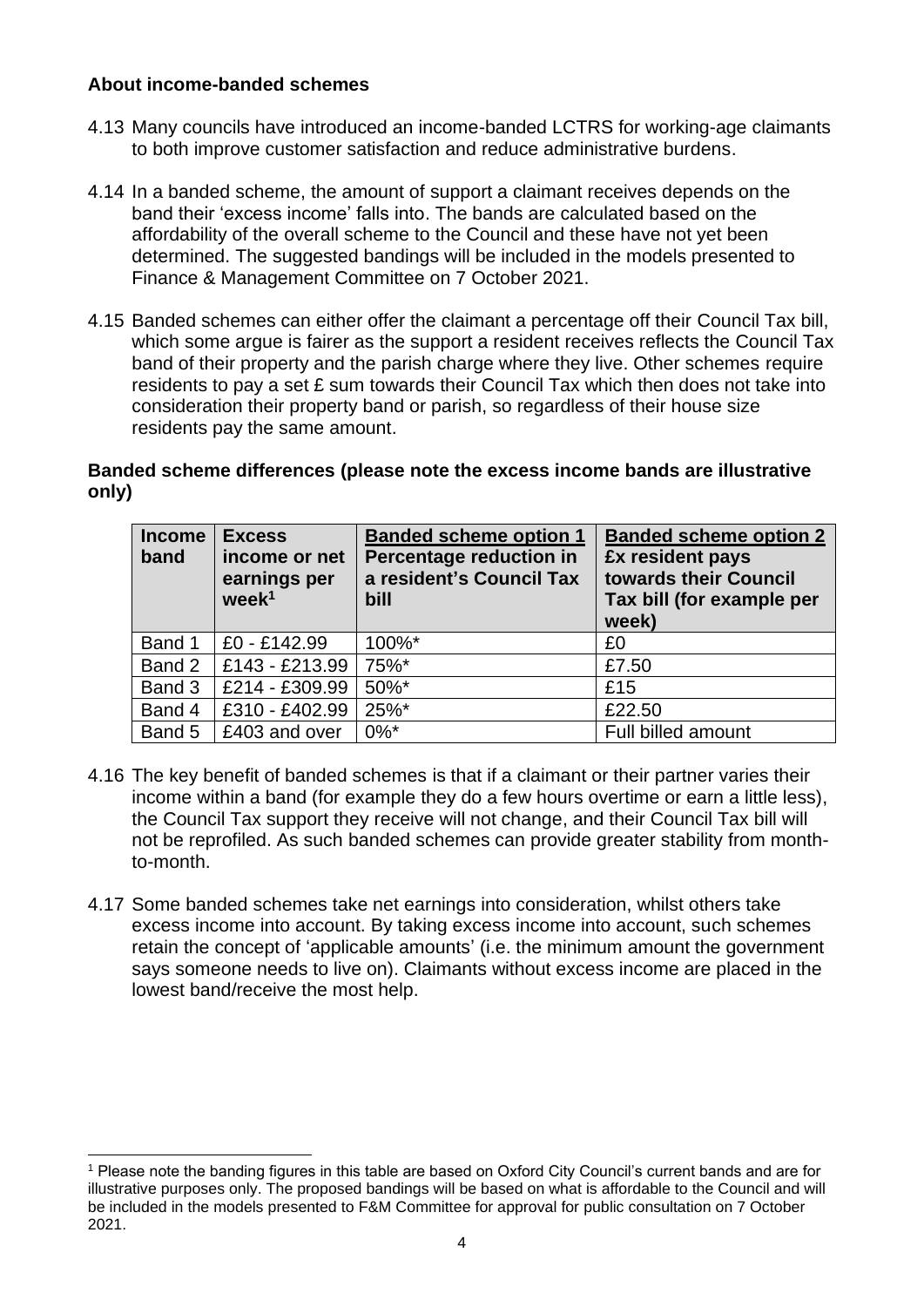**About income-banded schemes**

4.13 Many councils have introduced an income-banded LCTRS for working-age claimants to both improve customer satisfaction and reduce administrative burdens.

4.14 In a banded scheme, the amount of support a claimant receives depends on the band their 'excess income' falls into. The bands are calculated based on the affordability of the overall scheme to the Council and these have not yet been determined. The suggested bandings will be included in the models presented to Finance & Management Committee on 7 October 2021.

4.15 Banded schemes can either offer the claimant a percentage off their Council Tax bill, which some argue is fairer as the support a resident receives reflects the Council Tax band of their property and the parish charge where they live. Other schemes require residents to pay a set £ sum towards their Council Tax which then does not take into consideration their property band or parish, so regardless of their house size residents pay the same amount.

**Banded scheme differences (please note the excess income bands are illustrative only)**

| Income band | Excess income or net earnings per week[1] | Banded scheme option 1 Percentage reduction in a resident's Council Tax bill | Banded scheme option 2 £x resident pays towards their Council Tax bill (for example per week) |
|---|---|---|---|
| Band 1 | £0 - £142.99 | 100%* | £0 |
| Band 2 | £143 - £213.99 | 75%* | £7.50 |
| Band 3 | £214 - £309.99 | 50%* | £15 |
| Band 4 | £310 - £402.99 | 25%* | £22.50 |
| Band 5 | £403 and over | 0%* | Full billed amount |

4.16 The key benefit of banded schemes is that if a claimant or their partner varies their income within a band (for example they do a few hours overtime or earn a little less), the Council Tax support they receive will not change, and their Council Tax bill will not be reprofiled. As such banded schemes can provide greater stability from month-to-month.

4.17 Some banded schemes take net earnings into consideration, whilst others take excess income into account. By taking excess income into account, such schemes retain the concept of 'applicable amounts' (i.e. the minimum amount the government says someone needs to live on). Claimants without excess income are placed in the lowest band/receive the most help.

[1] Please note the banding figures in this table are based on Oxford City Council's current bands and are for illustrative purposes only. The proposed bandings will be based on what is affordable to the Council and will be included in the models presented to F&M Committee for approval for public consultation on 7 October 2021.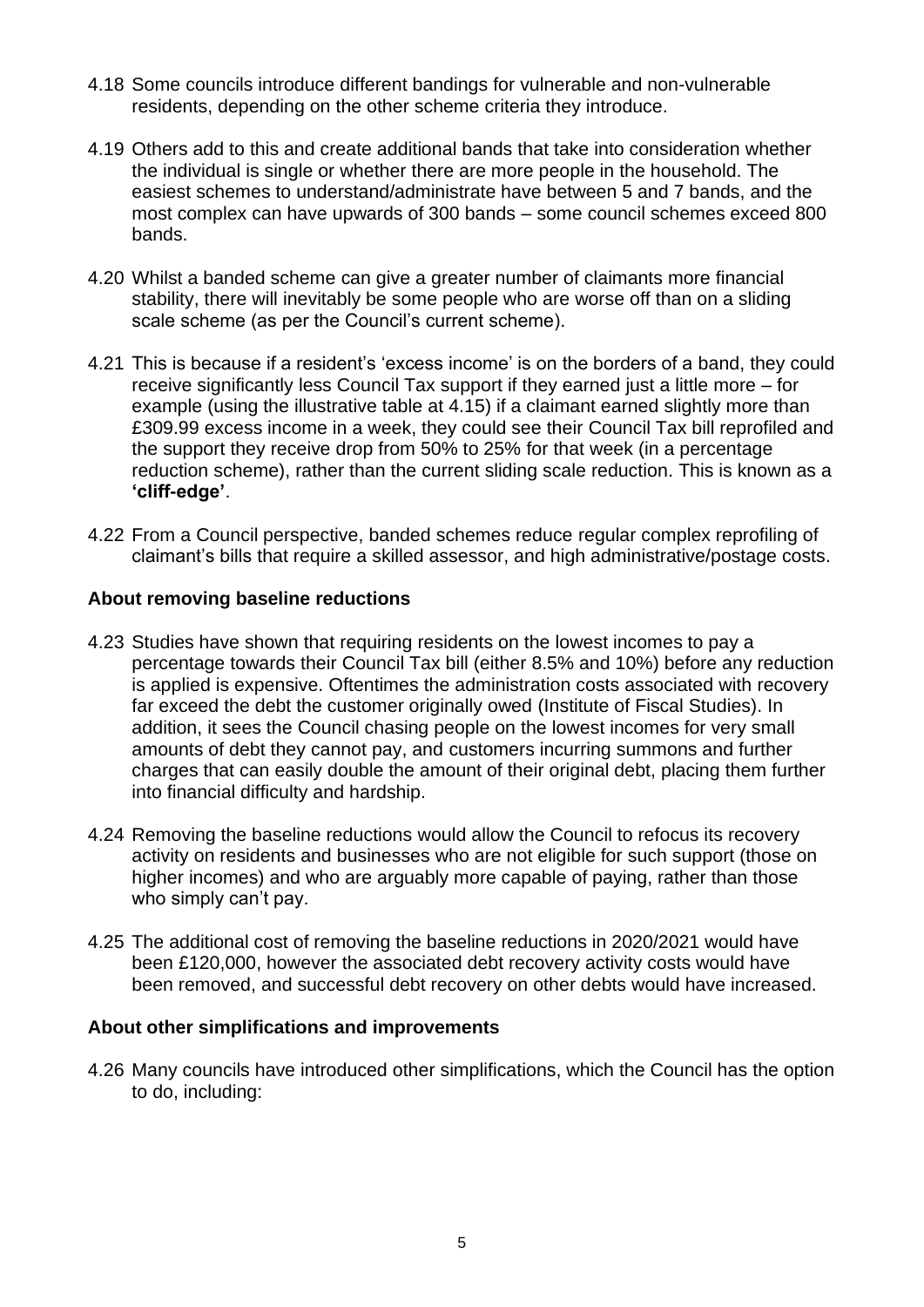4.18 Some councils introduce different bandings for vulnerable and non-vulnerable residents, depending on the other scheme criteria they introduce.

4.19 Others add to this and create additional bands that take into consideration whether the individual is single or whether there are more people in the household. The easiest schemes to understand/administrate have between 5 and 7 bands, and the most complex can have upwards of 300 bands – some council schemes exceed 800 bands.

4.20 Whilst a banded scheme can give a greater number of claimants more financial stability, there will inevitably be some people who are worse off than on a sliding scale scheme (as per the Council's current scheme).

4.21 This is because if a resident's 'excess income' is on the borders of a band, they could receive significantly less Council Tax support if they earned just a little more – for example (using the illustrative table at 4.15) if a claimant earned slightly more than £309.99 excess income in a week, they could see their Council Tax bill reprofiled and the support they receive drop from 50% to 25% for that week (in a percentage reduction scheme), rather than the current sliding scale reduction. This is known as a **'cliff-edge'**.

4.22 From a Council perspective, banded schemes reduce regular complex reprofiling of claimant's bills that require a skilled assessor, and high administrative/postage costs.

**About removing baseline reductions**

4.23 Studies have shown that requiring residents on the lowest incomes to pay a percentage towards their Council Tax bill (either 8.5% and 10%) before any reduction is applied is expensive. Oftentimes the administration costs associated with recovery far exceed the debt the customer originally owed (Institute of Fiscal Studies). In addition, it sees the Council chasing people on the lowest incomes for very small amounts of debt they cannot pay, and customers incurring summons and further charges that can easily double the amount of their original debt, placing them further into financial difficulty and hardship.

4.24 Removing the baseline reductions would allow the Council to refocus its recovery activity on residents and businesses who are not eligible for such support (those on higher incomes) and who are arguably more capable of paying, rather than those who simply can't pay.

4.25 The additional cost of removing the baseline reductions in 2020/2021 would have been £120,000, however the associated debt recovery activity costs would have been removed, and successful debt recovery on other debts would have increased.

**About other simplifications and improvements**

4.26 Many councils have introduced other simplifications, which the Council has the option to do, including: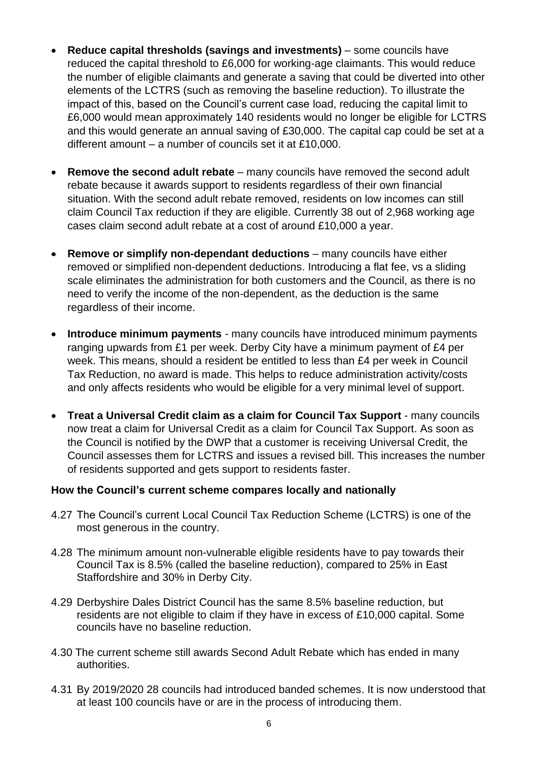- **Reduce capital thresholds (savings and investments)** – some councils have reduced the capital threshold to £6,000 for working-age claimants. This would reduce the number of eligible claimants and generate a saving that could be diverted into other elements of the LCTRS (such as removing the baseline reduction). To illustrate the impact of this, based on the Council's current case load, reducing the capital limit to £6,000 would mean approximately 140 residents would no longer be eligible for LCTRS and this would generate an annual saving of £30,000. The capital cap could be set at a different amount – a number of councils set it at £10,000.

- **Remove the second adult rebate** – many councils have removed the second adult rebate because it awards support to residents regardless of their own financial situation. With the second adult rebate removed, residents on low incomes can still claim Council Tax reduction if they are eligible. Currently 38 out of 2,968 working age cases claim second adult rebate at a cost of around £10,000 a year.

- **Remove or simplify non-dependant deductions** – many councils have either removed or simplified non-dependent deductions. Introducing a flat fee, vs a sliding scale eliminates the administration for both customers and the Council, as there is no need to verify the income of the non-dependent, as the deduction is the same regardless of their income.

- **Introduce minimum payments** - many councils have introduced minimum payments ranging upwards from £1 per week. Derby City have a minimum payment of £4 per week. This means, should a resident be entitled to less than £4 per week in Council Tax Reduction, no award is made. This helps to reduce administration activity/costs and only affects residents who would be eligible for a very minimal level of support.

- **Treat a Universal Credit claim as a claim for Council Tax Support** - many councils now treat a claim for Universal Credit as a claim for Council Tax Support. As soon as the Council is notified by the DWP that a customer is receiving Universal Credit, the Council assesses them for LCTRS and issues a revised bill. This increases the number of residents supported and gets support to residents faster.

**How the Council's current scheme compares locally and nationally**

4.27 The Council's current Local Council Tax Reduction Scheme (LCTRS) is one of the most generous in the country.

4.28 The minimum amount non-vulnerable eligible residents have to pay towards their Council Tax is 8.5% (called the baseline reduction), compared to 25% in East Staffordshire and 30% in Derby City.

4.29 Derbyshire Dales District Council has the same 8.5% baseline reduction, but residents are not eligible to claim if they have in excess of £10,000 capital. Some councils have no baseline reduction.

4.30 The current scheme still awards Second Adult Rebate which has ended in many authorities.

4.31 By 2019/2020 28 councils had introduced banded schemes. It is now understood that at least 100 councils have or are in the process of introducing them.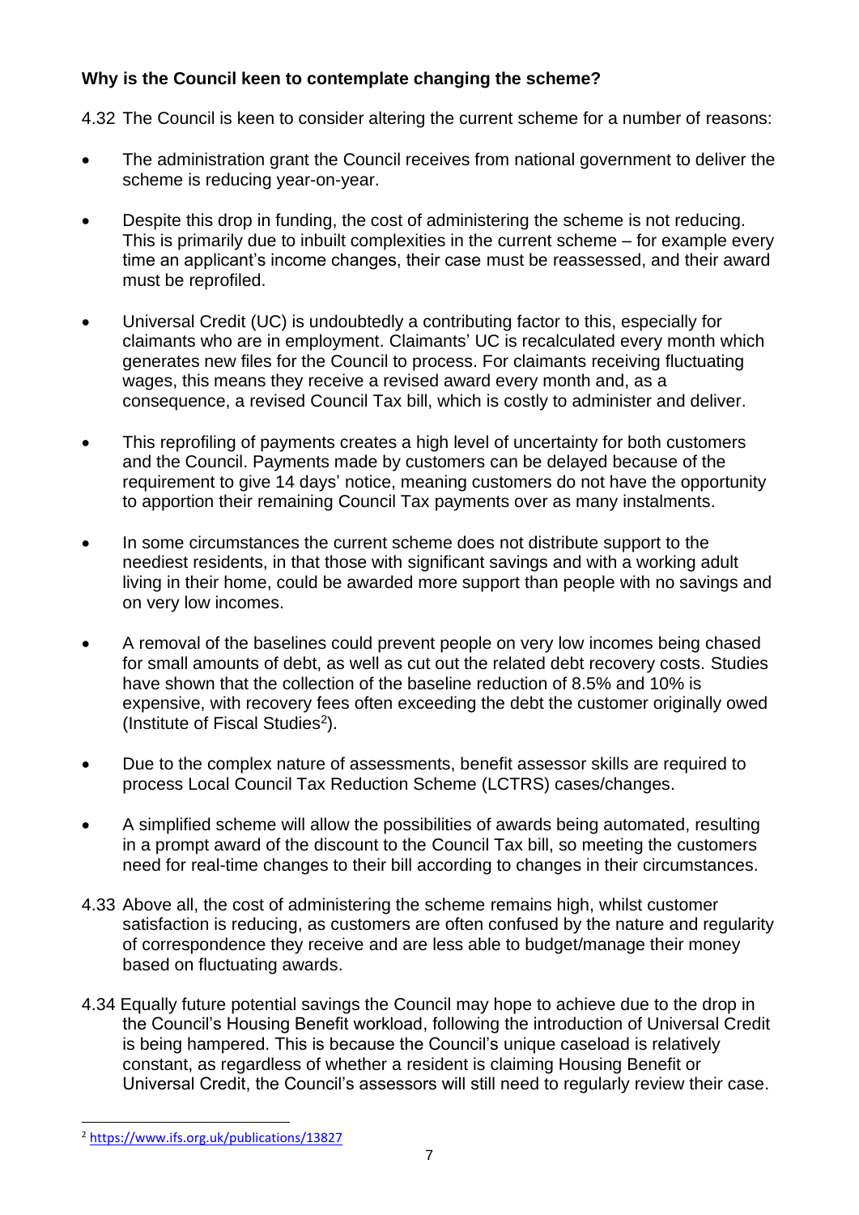**Why is the Council keen to contemplate changing the scheme?**

4.32 The Council is keen to consider altering the current scheme for a number of reasons:

- The administration grant the Council receives from national government to deliver the scheme is reducing year-on-year.
- Despite this drop in funding, the cost of administering the scheme is not reducing. This is primarily due to inbuilt complexities in the current scheme – for example every time an applicant's income changes, their case must be reassessed, and their award must be reprofiled.
- Universal Credit (UC) is undoubtedly a contributing factor to this, especially for claimants who are in employment. Claimants' UC is recalculated every month which generates new files for the Council to process. For claimants receiving fluctuating wages, this means they receive a revised award every month and, as a consequence, a revised Council Tax bill, which is costly to administer and deliver.
- This reprofiling of payments creates a high level of uncertainty for both customers and the Council. Payments made by customers can be delayed because of the requirement to give 14 days' notice, meaning customers do not have the opportunity to apportion their remaining Council Tax payments over as many instalments.
- In some circumstances the current scheme does not distribute support to the neediest residents, in that those with significant savings and with a working adult living in their home, could be awarded more support than people with no savings and on very low incomes.
- A removal of the baselines could prevent people on very low incomes being chased for small amounts of debt, as well as cut out the related debt recovery costs. Studies have shown that the collection of the baseline reduction of 8.5% and 10% is expensive, with recovery fees often exceeding the debt the customer originally owed (Institute of Fiscal Studies[2]).
- Due to the complex nature of assessments, benefit assessor skills are required to process Local Council Tax Reduction Scheme (LCTRS) cases/changes.
- A simplified scheme will allow the possibilities of awards being automated, resulting in a prompt award of the discount to the Council Tax bill, so meeting the customers need for real-time changes to their bill according to changes in their circumstances.

4.33 Above all, the cost of administering the scheme remains high, whilst customer satisfaction is reducing, as customers are often confused by the nature and regularity of correspondence they receive and are less able to budget/manage their money based on fluctuating awards.

4.34 Equally future potential savings the Council may hope to achieve due to the drop in the Council's Housing Benefit workload, following the introduction of Universal Credit is being hampered. This is because the Council's unique caseload is relatively constant, as regardless of whether a resident is claiming Housing Benefit or Universal Credit, the Council's assessors will still need to regularly review their case.

---

[2] https://www.ifs.org.uk/publications/13827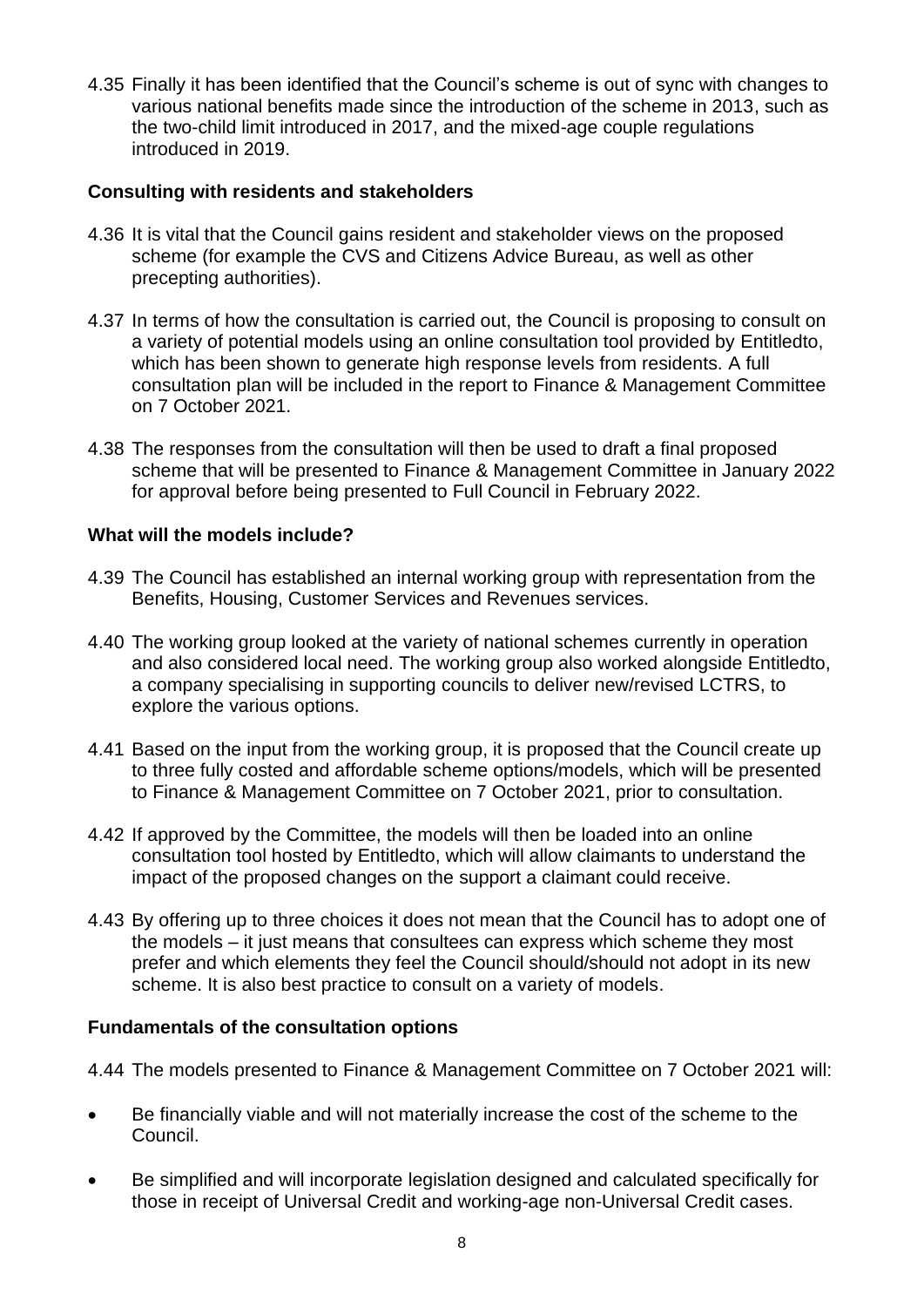4.35 Finally it has been identified that the Council's scheme is out of sync with changes to various national benefits made since the introduction of the scheme in 2013, such as the two-child limit introduced in 2017, and the mixed-age couple regulations introduced in 2019.

**Consulting with residents and stakeholders**

4.36 It is vital that the Council gains resident and stakeholder views on the proposed scheme (for example the CVS and Citizens Advice Bureau, as well as other precepting authorities).

4.37 In terms of how the consultation is carried out, the Council is proposing to consult on a variety of potential models using an online consultation tool provided by Entitledto, which has been shown to generate high response levels from residents. A full consultation plan will be included in the report to Finance & Management Committee on 7 October 2021.

4.38 The responses from the consultation will then be used to draft a final proposed scheme that will be presented to Finance & Management Committee in January 2022 for approval before being presented to Full Council in February 2022.

**What will the models include?**

4.39 The Council has established an internal working group with representation from the Benefits, Housing, Customer Services and Revenues services.

4.40 The working group looked at the variety of national schemes currently in operation and also considered local need. The working group also worked alongside Entitledto, a company specialising in supporting councils to deliver new/revised LCTRS, to explore the various options.

4.41 Based on the input from the working group, it is proposed that the Council create up to three fully costed and affordable scheme options/models, which will be presented to Finance & Management Committee on 7 October 2021, prior to consultation.

4.42 If approved by the Committee, the models will then be loaded into an online consultation tool hosted by Entitledto, which will allow claimants to understand the impact of the proposed changes on the support a claimant could receive.

4.43 By offering up to three choices it does not mean that the Council has to adopt one of the models – it just means that consultees can express which scheme they most prefer and which elements they feel the Council should/should not adopt in its new scheme. It is also best practice to consult on a variety of models.

**Fundamentals of the consultation options**

4.44 The models presented to Finance & Management Committee on 7 October 2021 will:

- Be financially viable and will not materially increase the cost of the scheme to the Council.
- Be simplified and will incorporate legislation designed and calculated specifically for those in receipt of Universal Credit and working-age non-Universal Credit cases.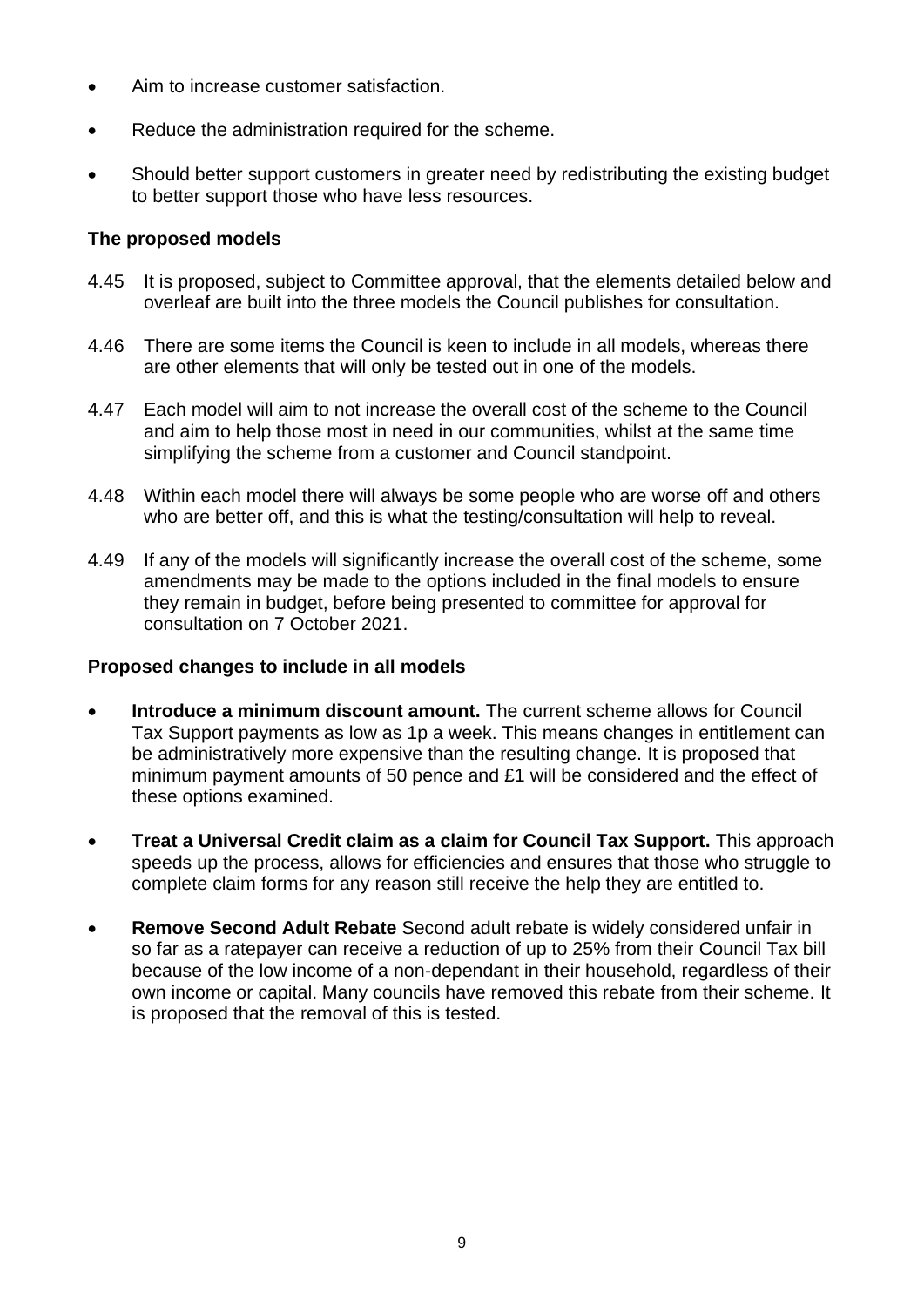- Aim to increase customer satisfaction.
- Reduce the administration required for the scheme.
- Should better support customers in greater need by redistributing the existing budget to better support those who have less resources.

### The proposed models

4.45 It is proposed, subject to Committee approval, that the elements detailed below and overleaf are built into the three models the Council publishes for consultation.

4.46 There are some items the Council is keen to include in all models, whereas there are other elements that will only be tested out in one of the models.

4.47 Each model will aim to not increase the overall cost of the scheme to the Council and aim to help those most in need in our communities, whilst at the same time simplifying the scheme from a customer and Council standpoint.

4.48 Within each model there will always be some people who are worse off and others who are better off, and this is what the testing/consultation will help to reveal.

4.49 If any of the models will significantly increase the overall cost of the scheme, some amendments may be made to the options included in the final models to ensure they remain in budget, before being presented to committee for approval for consultation on 7 October 2021.

### Proposed changes to include in all models

- **Introduce a minimum discount amount.** The current scheme allows for Council Tax Support payments as low as 1p a week. This means changes in entitlement can be administratively more expensive than the resulting change. It is proposed that minimum payment amounts of 50 pence and £1 will be considered and the effect of these options examined.
- **Treat a Universal Credit claim as a claim for Council Tax Support.** This approach speeds up the process, allows for efficiencies and ensures that those who struggle to complete claim forms for any reason still receive the help they are entitled to.
- **Remove Second Adult Rebate** Second adult rebate is widely considered unfair in so far as a ratepayer can receive a reduction of up to 25% from their Council Tax bill because of the low income of a non-dependant in their household, regardless of their own income or capital. Many councils have removed this rebate from their scheme. It is proposed that the removal of this is tested.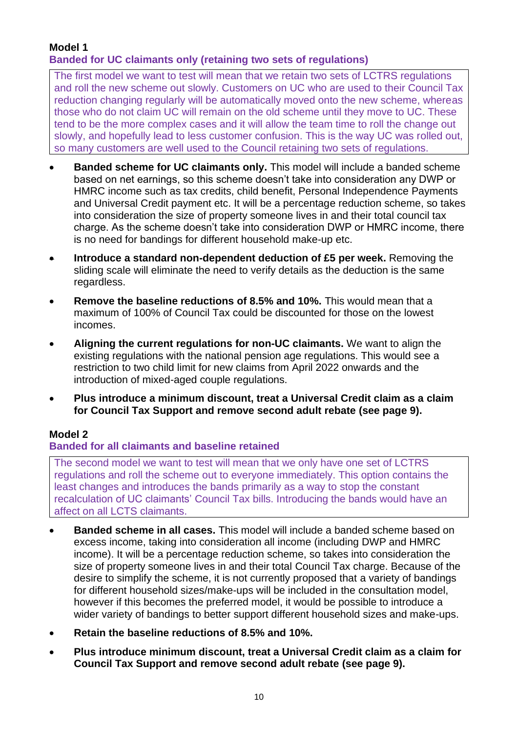## Model 1

### Banded for UC claimants only (retaining two sets of regulations)

The first model we want to test will mean that we retain two sets of LCTRS regulations and roll the new scheme out slowly. Customers on UC who are used to their Council Tax reduction changing regularly will be automatically moved onto the new scheme, whereas those who do not claim UC will remain on the old scheme until they move to UC. These tend to be the more complex cases and it will allow the team time to roll the change out slowly, and hopefully lead to less customer confusion. This is the way UC was rolled out, so many customers are well used to the Council retaining two sets of regulations.

- **Banded scheme for UC claimants only.** This model will include a banded scheme based on net earnings, so this scheme doesn't take into consideration any DWP or HMRC income such as tax credits, child benefit, Personal Independence Payments and Universal Credit payment etc. It will be a percentage reduction scheme, so takes into consideration the size of property someone lives in and their total council tax charge. As the scheme doesn't take into consideration DWP or HMRC income, there is no need for bandings for different household make-up etc.
- **Introduce a standard non-dependent deduction of £5 per week.** Removing the sliding scale will eliminate the need to verify details as the deduction is the same regardless.
- **Remove the baseline reductions of 8.5% and 10%.** This would mean that a maximum of 100% of Council Tax could be discounted for those on the lowest incomes.
- **Aligning the current regulations for non-UC claimants.** We want to align the existing regulations with the national pension age regulations. This would see a restriction to two child limit for new claims from April 2022 onwards and the introduction of mixed-aged couple regulations.
- **Plus introduce a minimum discount, treat a Universal Credit claim as a claim for Council Tax Support and remove second adult rebate (see page 9).**

## Model 2

### Banded for all claimants and baseline retained

The second model we want to test will mean that we only have one set of LCTRS regulations and roll the scheme out to everyone immediately. This option contains the least changes and introduces the bands primarily as a way to stop the constant recalculation of UC claimants' Council Tax bills. Introducing the bands would have an affect on all LCTS claimants.

- **Banded scheme in all cases.** This model will include a banded scheme based on excess income, taking into consideration all income (including DWP and HMRC income). It will be a percentage reduction scheme, so takes into consideration the size of property someone lives in and their total Council Tax charge. Because of the desire to simplify the scheme, it is not currently proposed that a variety of bandings for different household sizes/make-ups will be included in the consultation model, however if this becomes the preferred model, it would be possible to introduce a wider variety of bandings to better support different household sizes and make-ups.
- **Retain the baseline reductions of 8.5% and 10%.**
- **Plus introduce minimum discount, treat a Universal Credit claim as a claim for Council Tax Support and remove second adult rebate (see page 9).**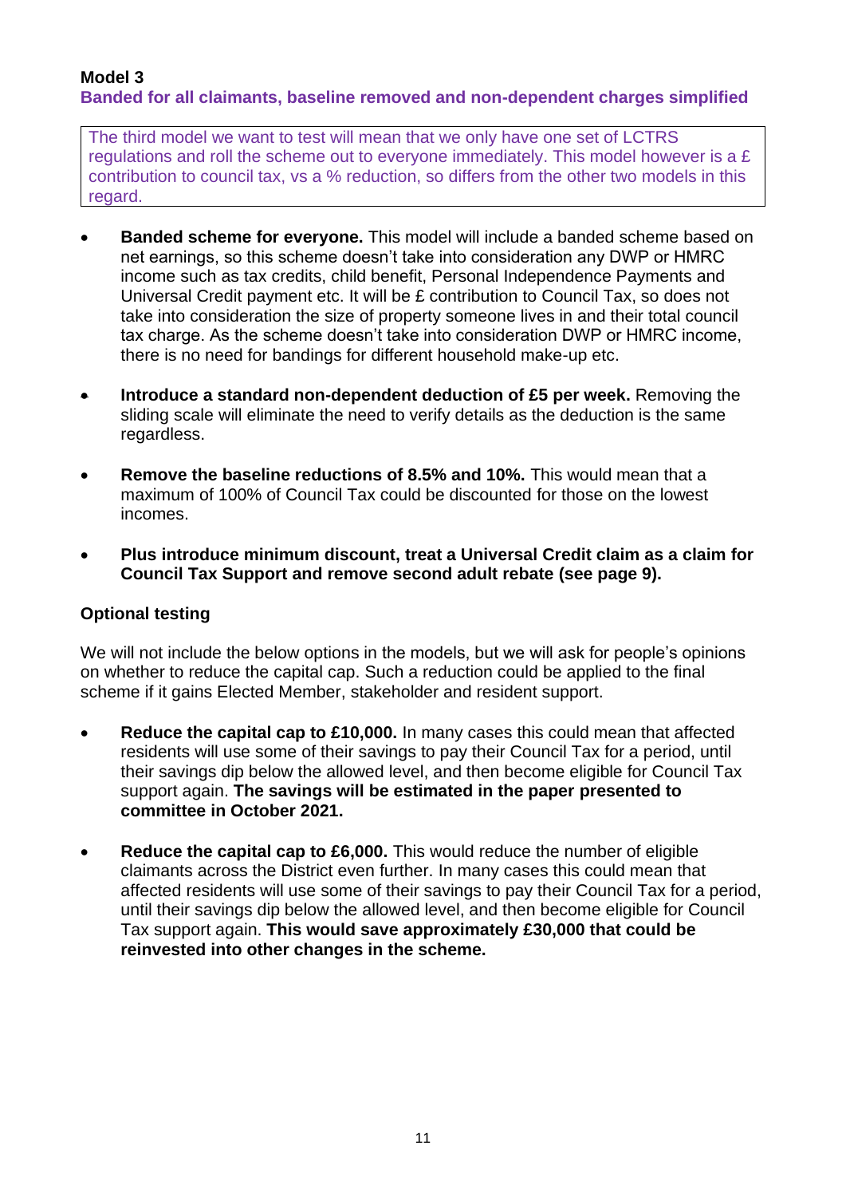## Model 3

**Banded for all claimants, baseline removed and non-dependent charges simplified**

The third model we want to test will mean that we only have one set of LCTRS regulations and roll the scheme out to everyone immediately. This model however is a £ contribution to council tax, vs a % reduction, so differs from the other two models in this regard.

- **Banded scheme for everyone.** This model will include a banded scheme based on net earnings, so this scheme doesn't take into consideration any DWP or HMRC income such as tax credits, child benefit, Personal Independence Payments and Universal Credit payment etc. It will be £ contribution to Council Tax, so does not take into consideration the size of property someone lives in and their total council tax charge. As the scheme doesn't take into consideration DWP or HMRC income, there is no need for bandings for different household make-up etc.
- **Introduce a standard non-dependent deduction of £5 per week.** Removing the sliding scale will eliminate the need to verify details as the deduction is the same regardless.
- **Remove the baseline reductions of 8.5% and 10%.** This would mean that a maximum of 100% of Council Tax could be discounted for those on the lowest incomes.
- **Plus introduce minimum discount, treat a Universal Credit claim as a claim for Council Tax Support and remove second adult rebate (see page 9).**

### Optional testing

We will not include the below options in the models, but we will ask for people's opinions on whether to reduce the capital cap. Such a reduction could be applied to the final scheme if it gains Elected Member, stakeholder and resident support.

- **Reduce the capital cap to £10,000.** In many cases this could mean that affected residents will use some of their savings to pay their Council Tax for a period, until their savings dip below the allowed level, and then become eligible for Council Tax support again. **The savings will be estimated in the paper presented to committee in October 2021.**
- **Reduce the capital cap to £6,000.** This would reduce the number of eligible claimants across the District even further. In many cases this could mean that affected residents will use some of their savings to pay their Council Tax for a period, until their savings dip below the allowed level, and then become eligible for Council Tax support again. **This would save approximately £30,000 that could be reinvested into other changes in the scheme.**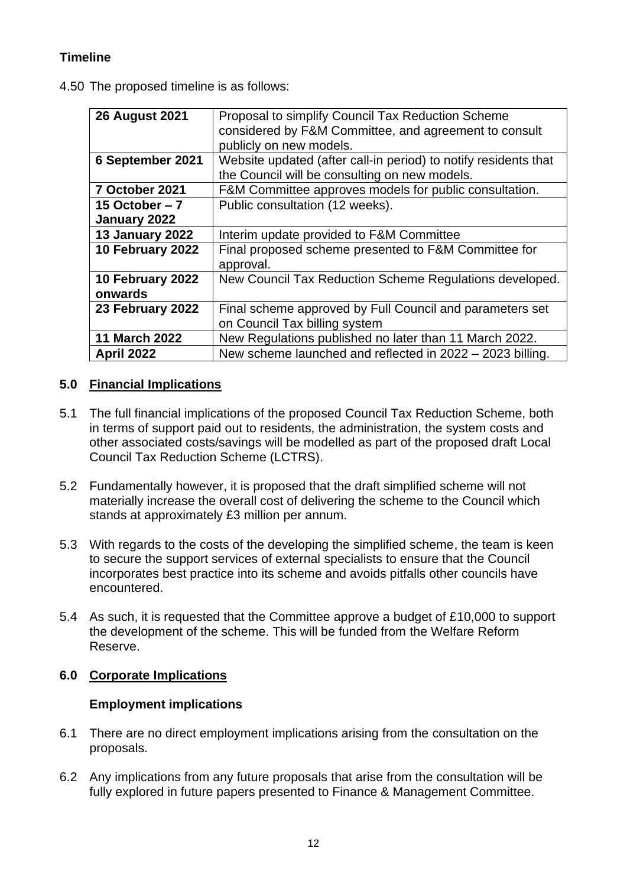**Timeline**

4.50 The proposed timeline is as follows:

| | |
|---|---|
| **26 August 2021** | Proposal to simplify Council Tax Reduction Scheme considered by F&M Committee, and agreement to consult publicly on new models. |
| **6 September 2021** | Website updated (after call-in period) to notify residents that the Council will be consulting on new models. |
| **7 October 2021** | F&M Committee approves models for public consultation. |
| **15 October – 7 January 2022** | Public consultation (12 weeks). |
| **13 January 2022** | Interim update provided to F&M Committee |
| **10 February 2022** | Final proposed scheme presented to F&M Committee for approval. |
| **10 February 2022 onwards** | New Council Tax Reduction Scheme Regulations developed. |
| **23 February 2022** | Final scheme approved by Full Council and parameters set on Council Tax billing system |
| **11 March 2022** | New Regulations published no later than 11 March 2022. |
| **April 2022** | New scheme launched and reflected in 2022 – 2023 billing. |

## 5.0 Financial Implications

5.1 The full financial implications of the proposed Council Tax Reduction Scheme, both in terms of support paid out to residents, the administration, the system costs and other associated costs/savings will be modelled as part of the proposed draft Local Council Tax Reduction Scheme (LCTRS).

5.2 Fundamentally however, it is proposed that the draft simplified scheme will not materially increase the overall cost of delivering the scheme to the Council which stands at approximately £3 million per annum.

5.3 With regards to the costs of the developing the simplified scheme, the team is keen to secure the support services of external specialists to ensure that the Council incorporates best practice into its scheme and avoids pitfalls other councils have encountered.

5.4 As such, it is requested that the Committee approve a budget of £10,000 to support the development of the scheme. This will be funded from the Welfare Reform Reserve.

## 6.0 Corporate Implications

### Employment implications

6.1 There are no direct employment implications arising from the consultation on the proposals.

6.2 Any implications from any future proposals that arise from the consultation will be fully explored in future papers presented to Finance & Management Committee.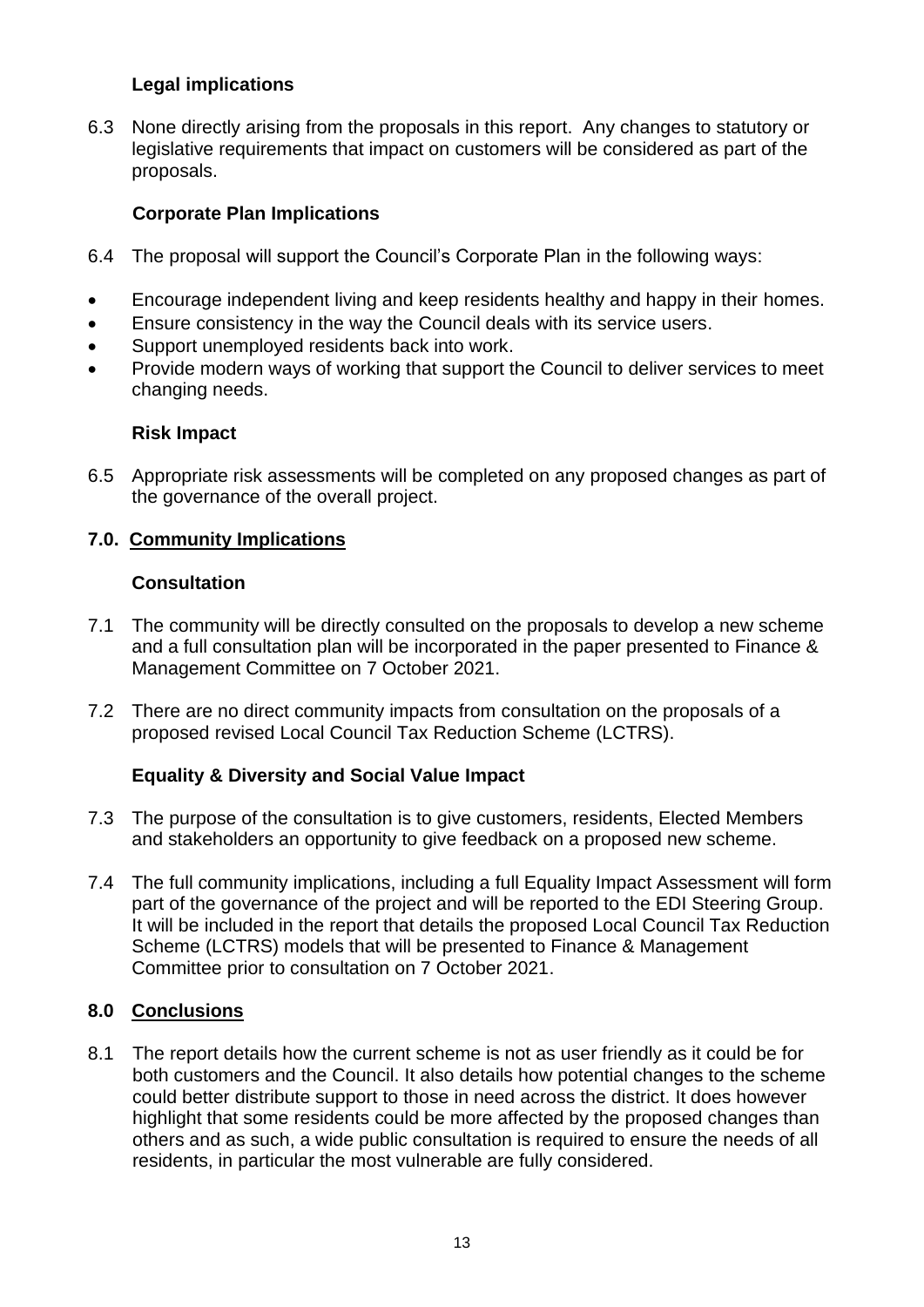### Legal implications

6.3 None directly arising from the proposals in this report. Any changes to statutory or legislative requirements that impact on customers will be considered as part of the proposals.

### Corporate Plan Implications

6.4 The proposal will support the Council's Corporate Plan in the following ways:

- Encourage independent living and keep residents healthy and happy in their homes.
- Ensure consistency in the way the Council deals with its service users.
- Support unemployed residents back into work.
- Provide modern ways of working that support the Council to deliver services to meet changing needs.

### Risk Impact

6.5 Appropriate risk assessments will be completed on any proposed changes as part of the governance of the overall project.

## 7.0. Community Implications

### Consultation

7.1 The community will be directly consulted on the proposals to develop a new scheme and a full consultation plan will be incorporated in the paper presented to Finance & Management Committee on 7 October 2021.

7.2 There are no direct community impacts from consultation on the proposals of a proposed revised Local Council Tax Reduction Scheme (LCTRS).

### Equality & Diversity and Social Value Impact

7.3 The purpose of the consultation is to give customers, residents, Elected Members and stakeholders an opportunity to give feedback on a proposed new scheme.

7.4 The full community implications, including a full Equality Impact Assessment will form part of the governance of the project and will be reported to the EDI Steering Group. It will be included in the report that details the proposed Local Council Tax Reduction Scheme (LCTRS) models that will be presented to Finance & Management Committee prior to consultation on 7 October 2021.

## 8.0 Conclusions

8.1 The report details how the current scheme is not as user friendly as it could be for both customers and the Council. It also details how potential changes to the scheme could better distribute support to those in need across the district. It does however highlight that some residents could be more affected by the proposed changes than others and as such, a wide public consultation is required to ensure the needs of all residents, in particular the most vulnerable are fully considered.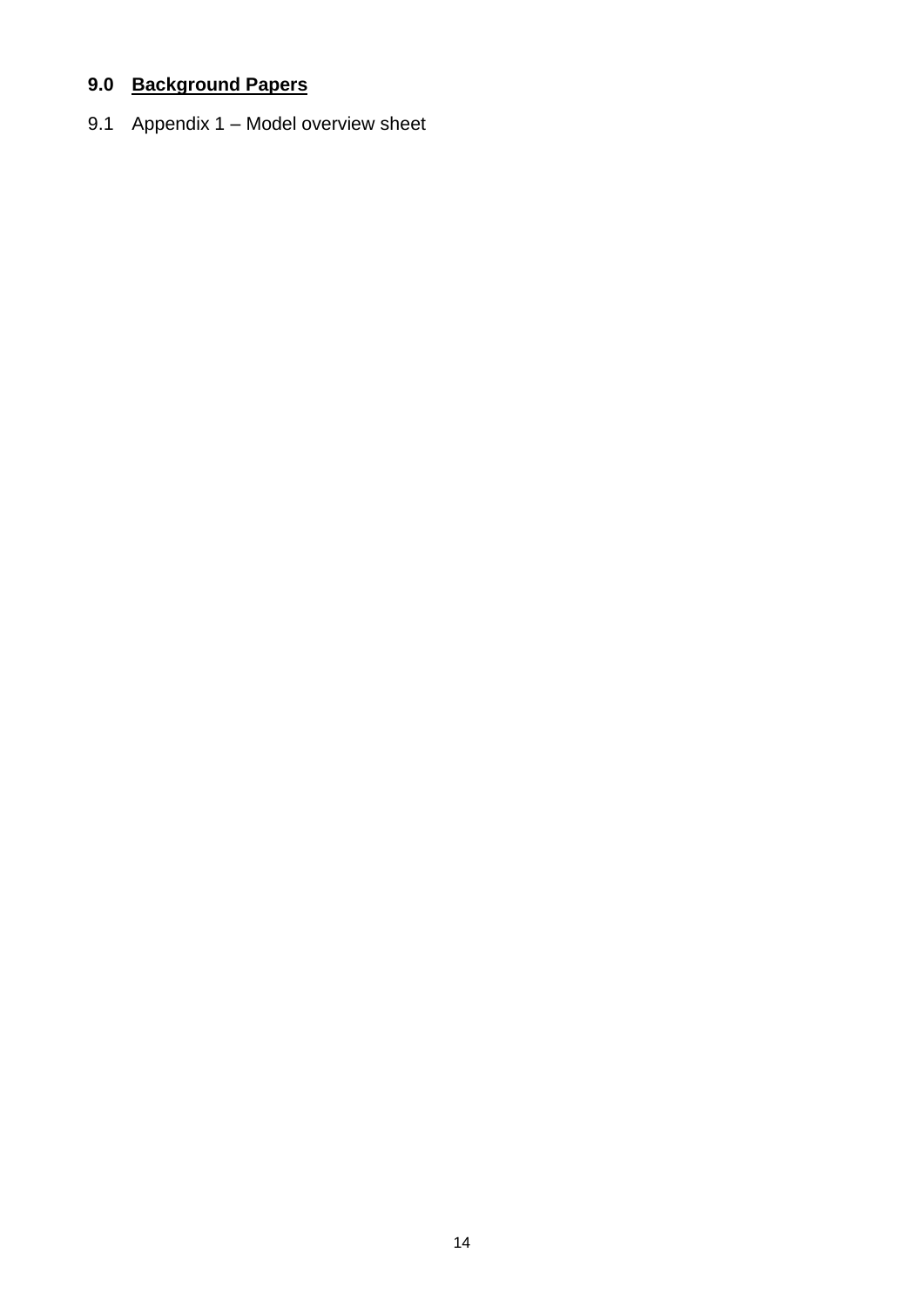## 9.0 Background Papers

9.1 Appendix 1 – Model overview sheet